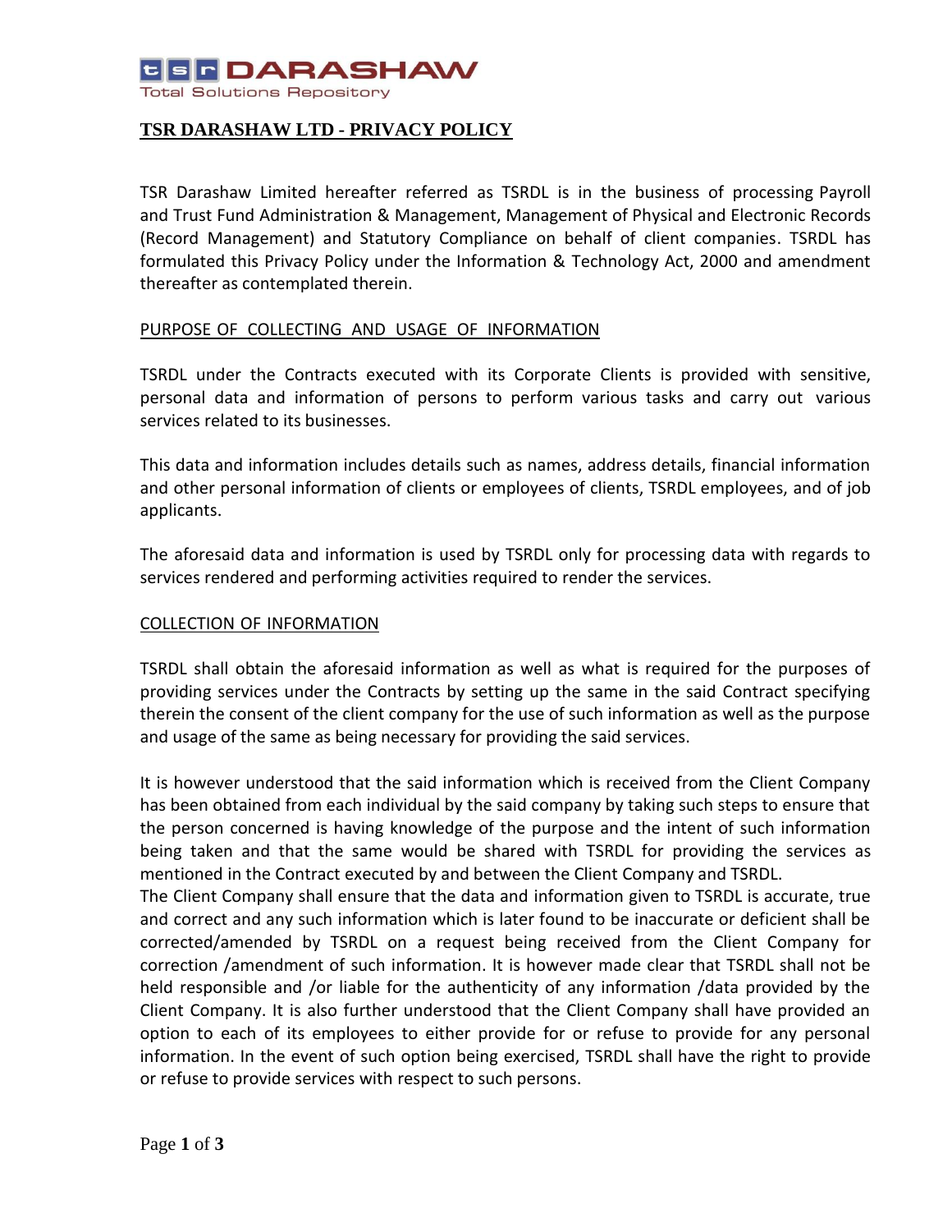# TSR DARASHAW LTD - PRIVACY POLICY

TSR Darashaw Limited hereafter referred as TSRDL is in the business of processing Payroll and Trust Fund Administration & Management, Management of Physical and Electronic Records (Record Management) and Statutory Compliance on behalf of client companies. TSRDL has formulated this Privacy Policy under the Information & Technology Act, 2000 and amendment thereafter as contemplated therein.

## PURPOSE OF COLLECTING AND USAGE OF INFORMATION

TSRDL under the Contracts executed with its Corporate Clients is provided with sensitive, personal data and information of persons to perform various tasks and carry out various services related to its businesses.

This data and information includes details such as names, address details, financial information and other personal information of clients or employees of clients, TSRDL employees, and of job applicants.

The aforesaid data and information is used by TSRDL only for processing data with regards to services rendered and performing activities required to render the services.

## COLLECTION OF INFORMATION

TSRDL shall obtain the aforesaid information as well as what is required for the purposes of providing services under the Contracts by setting up the same in the said Contract specifying therein the consent of the client company for the use of such information as well as the purpose and usage of the same as being necessary for providing the said services.

It is however understood that the said information which is received from the Client Company has been obtained from each individual by the said company by taking such steps to ensure that the person concerned is having knowledge of the purpose and the intent of such information being taken and that the same would be shared with TSRDL for providing the services as mentioned in the Contract executed by and between the Client Company and TSRDL.
The Client Company shall ensure that the data and information given to TSRDL is accurate, true and correct and any such information which is later found to be inaccurate or deficient shall be corrected/amended by TSRDL on a request being received from the Client Company for correction /amendment of such information. It is however made clear that TSRDL shall not be held responsible and /or liable for the authenticity of any information /data provided by the Client Company. It is also further understood that the Client Company shall have provided an option to each of its employees to either provide for or refuse to provide for any personal information. In the event of such option being exercised, TSRDL shall have the right to provide or refuse to provide services with respect to such persons.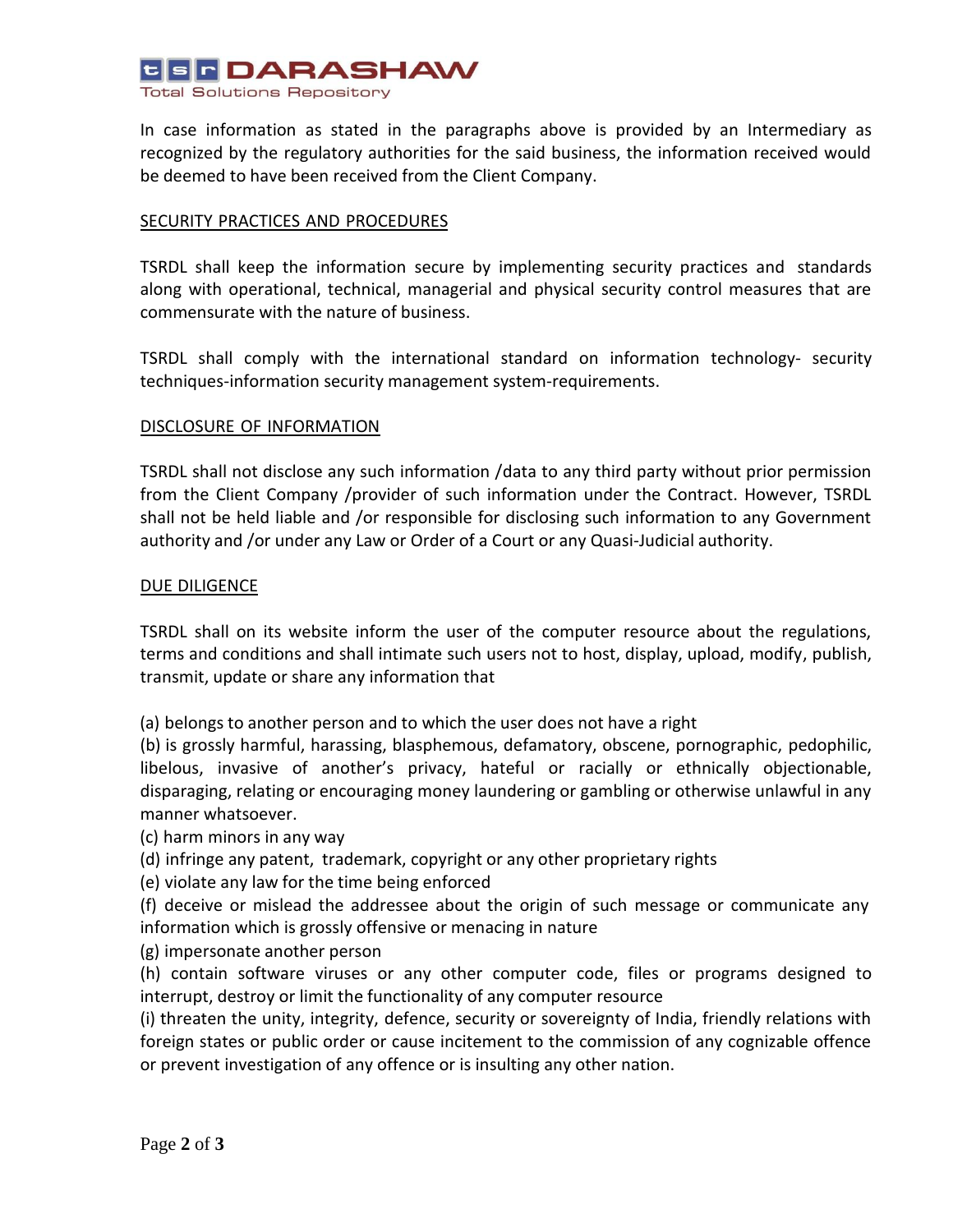In case information as stated in the paragraphs above is provided by an Intermediary as recognized by the regulatory authorities for the said business, the information received would be deemed to have been received from the Client Company.

## SECURITY PRACTICES AND PROCEDURES

TSRDL shall keep the information secure by implementing security practices and standards along with operational, technical, managerial and physical security control measures that are commensurate with the nature of business.

TSRDL shall comply with the international standard on information technology- security techniques-information security management system-requirements.

## DISCLOSURE OF INFORMATION

TSRDL shall not disclose any such information /data to any third party without prior permission from the Client Company /provider of such information under the Contract. However, TSRDL shall not be held liable and /or responsible for disclosing such information to any Government authority and /or under any Law or Order of a Court or any Quasi-Judicial authority.

## DUE DILIGENCE

TSRDL shall on its website inform the user of the computer resource about the regulations, terms and conditions and shall intimate such users not to host, display, upload, modify, publish, transmit, update or share any information that

(a) belongs to another person and to which the user does not have a right
(b) is grossly harmful, harassing, blasphemous, defamatory, obscene, pornographic, pedophilic, libelous, invasive of another's privacy, hateful or racially or ethnically objectionable, disparaging, relating or encouraging money laundering or gambling or otherwise unlawful in any manner whatsoever.
(c) harm minors in any way
(d) infringe any patent, trademark, copyright or any other proprietary rights
(e) violate any law for the time being enforced
(f) deceive or mislead the addressee about the origin of such message or communicate any information which is grossly offensive or menacing in nature
(g) impersonate another person
(h) contain software viruses or any other computer code, files or programs designed to interrupt, destroy or limit the functionality of any computer resource
(i) threaten the unity, integrity, defence, security or sovereignty of India, friendly relations with foreign states or public order or cause incitement to the commission of any cognizable offence or prevent investigation of any offence or is insulting any other nation.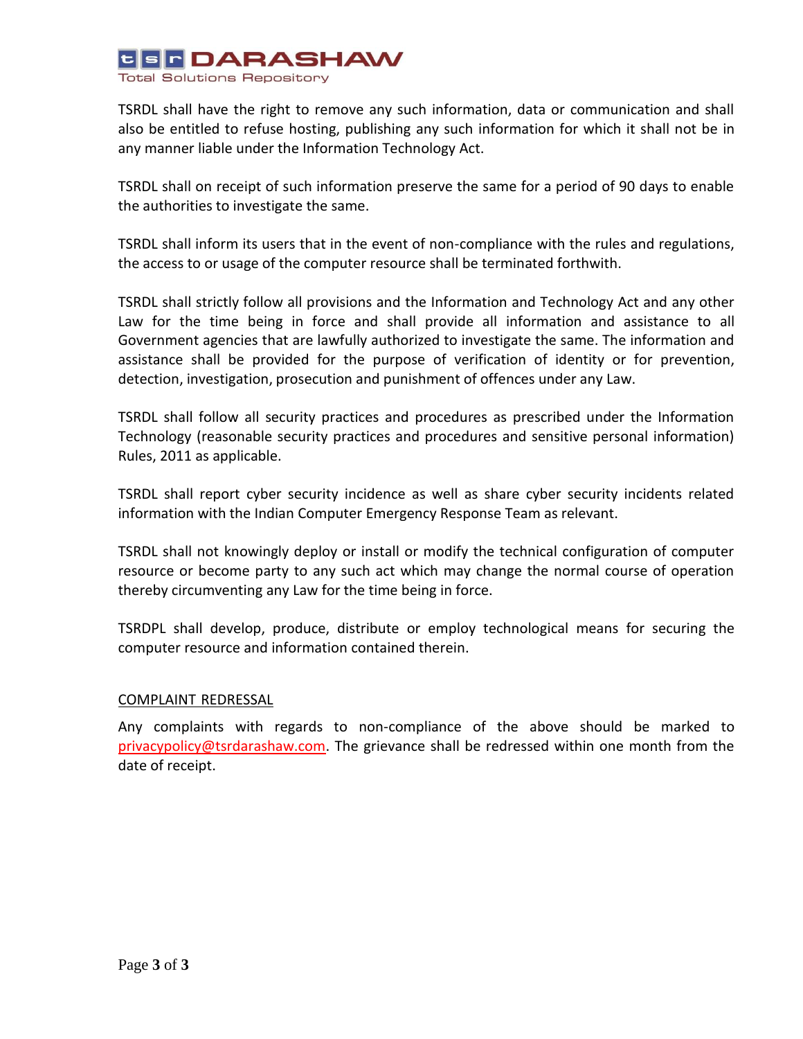TSRDL shall have the right to remove any such information, data or communication and shall also be entitled to refuse hosting, publishing any such information for which it shall not be in any manner liable under the Information Technology Act.

TSRDL shall on receipt of such information preserve the same for a period of 90 days to enable the authorities to investigate the same.

TSRDL shall inform its users that in the event of non-compliance with the rules and regulations, the access to or usage of the computer resource shall be terminated forthwith.

TSRDL shall strictly follow all provisions and the Information and Technology Act and any other Law for the time being in force and shall provide all information and assistance to all Government agencies that are lawfully authorized to investigate the same. The information and assistance shall be provided for the purpose of verification of identity or for prevention, detection, investigation, prosecution and punishment of offences under any Law.

TSRDL shall follow all security practices and procedures as prescribed under the Information Technology (reasonable security practices and procedures and sensitive personal information) Rules, 2011 as applicable.

TSRDL shall report cyber security incidence as well as share cyber security incidents related information with the Indian Computer Emergency Response Team as relevant.

TSRDL shall not knowingly deploy or install or modify the technical configuration of computer resource or become party to any such act which may change the normal course of operation thereby circumventing any Law for the time being in force.

TSRDPL shall develop, produce, distribute or employ technological means for securing the computer resource and information contained therein.

## COMPLAINT REDRESSAL

Any complaints with regards to non-compliance of the above should be marked to privacypolicy@tsrdarashaw.com. The grievance shall be redressed within one month from the date of receipt.